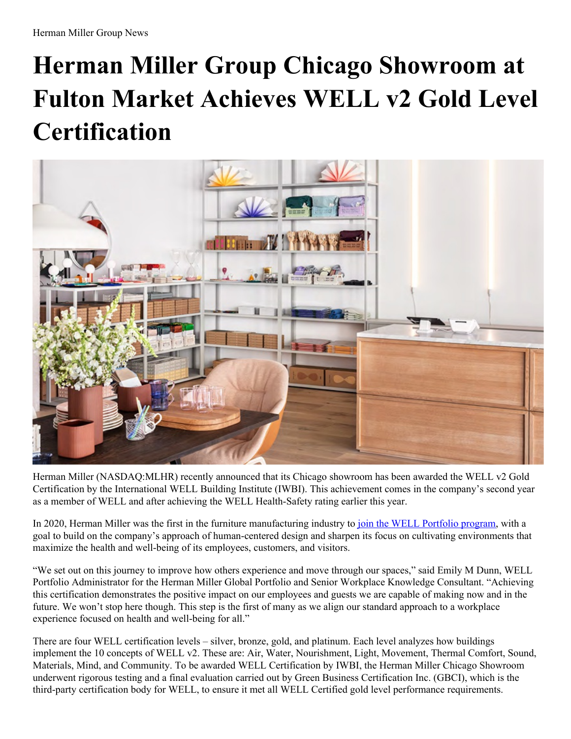Herman Miller Group News

# Herman Miller Group Chicago Showroom at Fulton Market Achieves WELL v2 Gold Level Certification

Herman Miller (NASDAQ:MLHR) recently announced that its Chicago showroom has been awarded the WELL v2 Gold Certification by the International WELL Building Institute (IWBI). This achievement comes in the company's second year as a member of WELL and after achieving the WELL Health-Safety rating earlier this year.

In 2020, Herman Miller was the first in the furniture manufacturing industry to [join the WELL Portfolio program](), with a goal to build on the company's approach of human-centered design and sharpen its focus on cultivating environments that maximize the health and well-being of its employees, customers, and visitors.

"We set out on this journey to improve how others experience and move through our spaces," said Emily M Dunn, WELL Portfolio Administrator for the Herman Miller Global Portfolio and Senior Workplace Knowledge Consultant. "Achieving this certification demonstrates the positive impact on our employees and guests we are capable of making now and in the future. We won't stop here though. This step is the first of many as we align our standard approach to a workplace experience focused on health and well-being for all."

There are four WELL certification levels – silver, bronze, gold, and platinum. Each level analyzes how buildings implement the 10 concepts of WELL v2. These are: Air, Water, Nourishment, Light, Movement, Thermal Comfort, Sound, Materials, Mind, and Community. To be awarded WELL Certification by IWBI, the Herman Miller Chicago Showroom underwent rigorous testing and a final evaluation carried out by Green Business Certification Inc. (GBCI), which is the third-party certification body for WELL, to ensure it met all WELL Certified gold level performance requirements.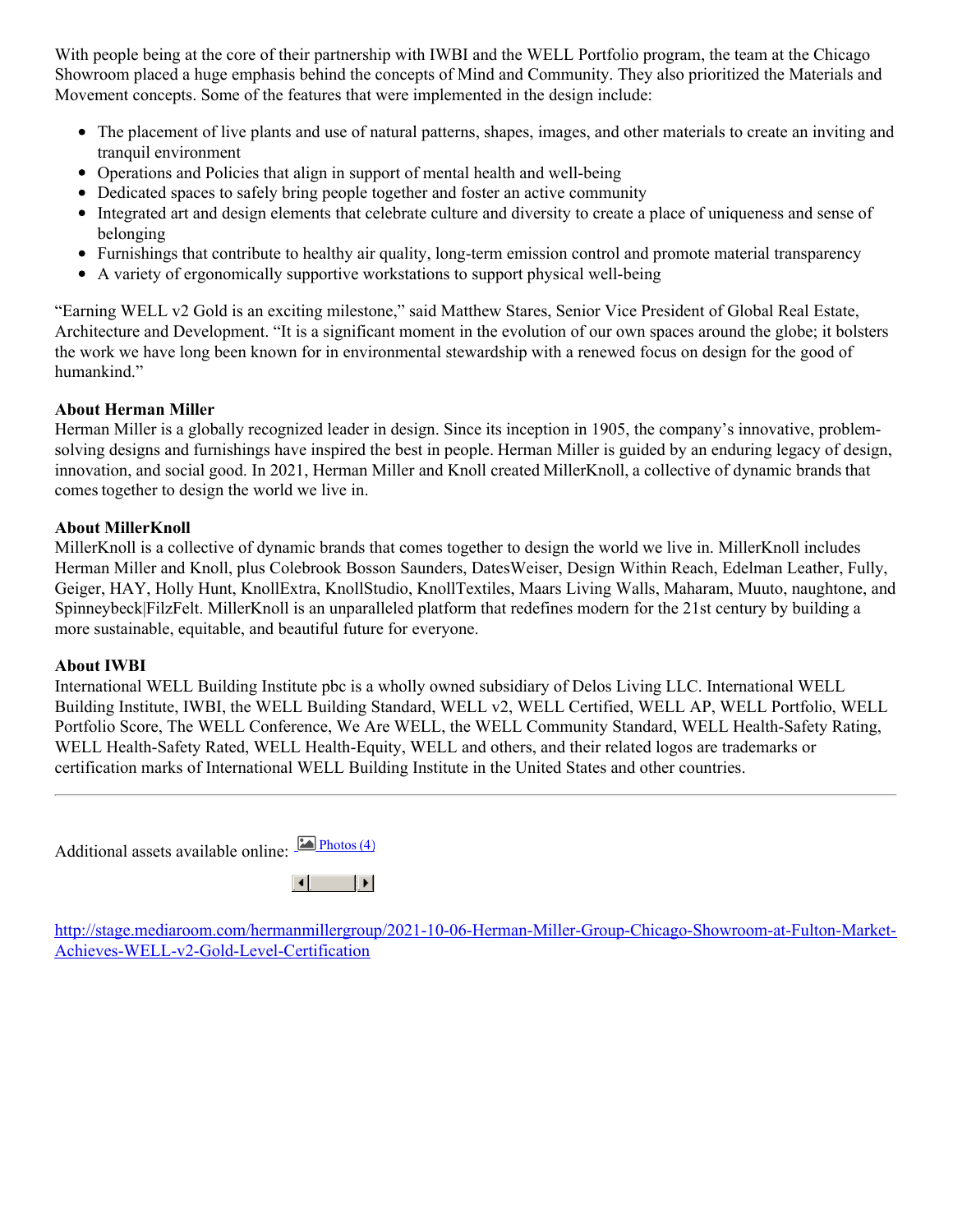With people being at the core of their partnership with IWBI and the WELL Portfolio program, the team at the Chicago Showroom placed a huge emphasis behind the concepts of Mind and Community. They also prioritized the Materials and Movement concepts. Some of the features that were implemented in the design include:

- The placement of live plants and use of natural patterns, shapes, images, and other materials to create an inviting and tranquil environment
- Operations and Policies that align in support of mental health and well-being
- Dedicated spaces to safely bring people together and foster an active community
- Integrated art and design elements that celebrate culture and diversity to create a place of uniqueness and sense of belonging
- Furnishings that contribute to healthy air quality, long-term emission control and promote material transparency
- A variety of ergonomically supportive workstations to support physical well-being

"Earning WELL v2 Gold is an exciting milestone," said Matthew Stares, Senior Vice President of Global Real Estate, Architecture and Development. "It is a significant moment in the evolution of our own spaces around the globe; it bolsters the work we have long been known for in environmental stewardship with a renewed focus on design for the good of humankind."

**About Herman Miller**
Herman Miller is a globally recognized leader in design. Since its inception in 1905, the company's innovative, problem-solving designs and furnishings have inspired the best in people. Herman Miller is guided by an enduring legacy of design, innovation, and social good. In 2021, Herman Miller and Knoll created MillerKnoll, a collective of dynamic brands that comes together to design the world we live in.

**About MillerKnoll**
MillerKnoll is a collective of dynamic brands that comes together to design the world we live in. MillerKnoll includes Herman Miller and Knoll, plus Colebrook Bosson Saunders, DatesWeiser, Design Within Reach, Edelman Leather, Fully, Geiger, HAY, Holly Hunt, KnollExtra, KnollStudio, KnollTextiles, Maars Living Walls, Maharam, Muuto, naughtone, and Spinneybeck|FilzFelt. MillerKnoll is an unparalleled platform that redefines modern for the 21st century by building a more sustainable, equitable, and beautiful future for everyone.

**About IWBI**
International WELL Building Institute pbc is a wholly owned subsidiary of Delos Living LLC. International WELL Building Institute, IWBI, the WELL Building Standard, WELL v2, WELL Certified, WELL AP, WELL Portfolio, WELL Portfolio Score, The WELL Conference, We Are WELL, the WELL Community Standard, WELL Health-Safety Rating, WELL Health-Safety Rated, WELL Health-Equity, WELL and others, and their related logos are trademarks or certification marks of International WELL Building Institute in the United States and other countries.

---

Additional assets available online: Photos (4)

http://stage.mediaroom.com/hermanmillergroup/2021-10-06-Herman-Miller-Group-Chicago-Showroom-at-Fulton-Market-Achieves-WELL-v2-Gold-Level-Certification